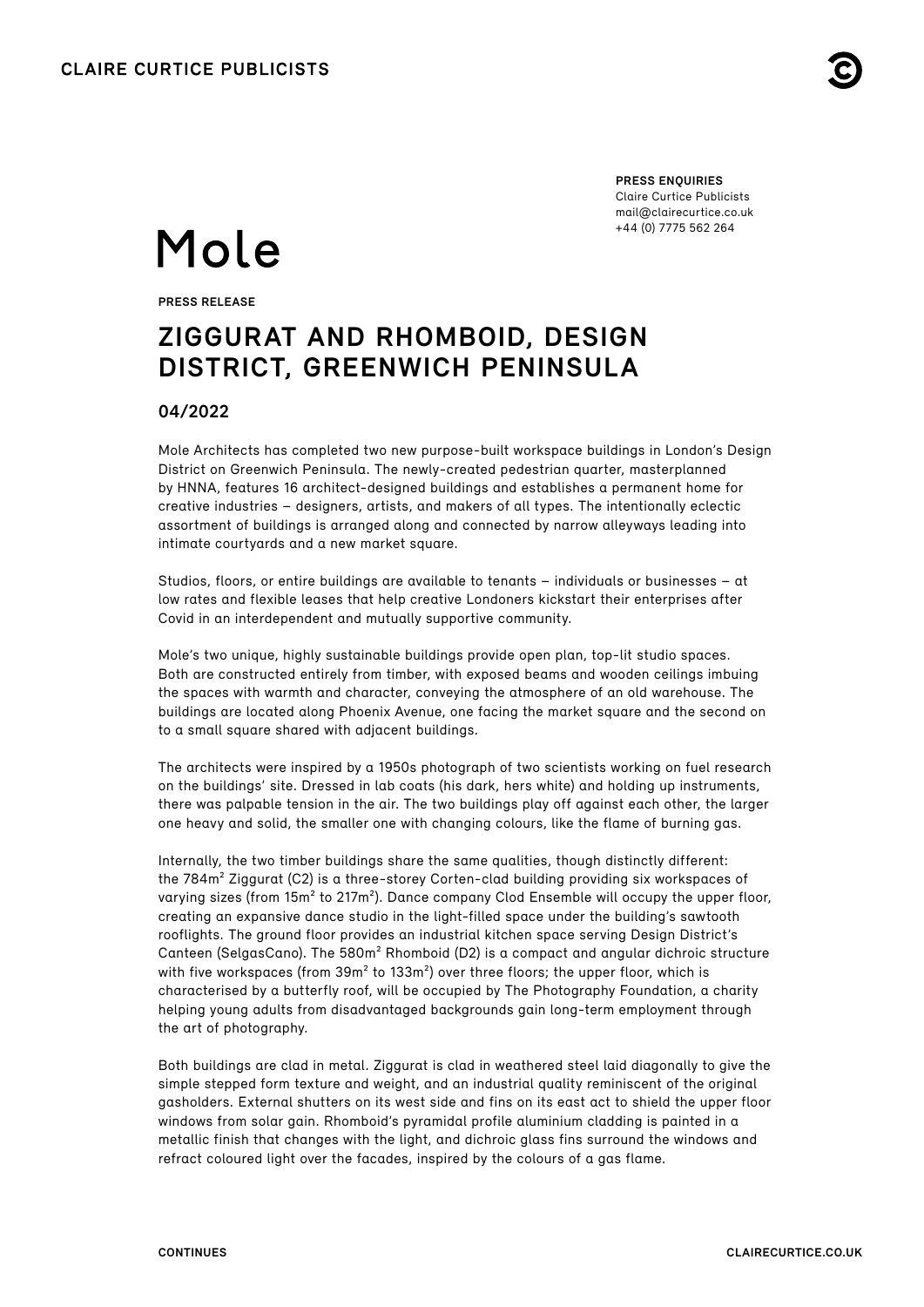CLAIRE CURTICE PUBLICISTS

**PRESS ENQUIRIES**
Claire Curtice Publicists
mail@clairecurtice.co.uk
+44 (0) 7775 562 264

Mole

**PRESS RELEASE**

# ZIGGURAT AND RHOMBOID, DESIGN DISTRICT, GREENWICH PENINSULA

## 04/2022

Mole Architects has completed two new purpose-built workspace buildings in London's Design District on Greenwich Peninsula. The newly-created pedestrian quarter, masterplanned by HNNA, features 16 architect-designed buildings and establishes a permanent home for creative industries – designers, artists, and makers of all types. The intentionally eclectic assortment of buildings is arranged along and connected by narrow alleyways leading into intimate courtyards and a new market square.

Studios, floors, or entire buildings are available to tenants – individuals or businesses – at low rates and flexible leases that help creative Londoners kickstart their enterprises after Covid in an interdependent and mutually supportive community.

Mole's two unique, highly sustainable buildings provide open plan, top-lit studio spaces. Both are constructed entirely from timber, with exposed beams and wooden ceilings imbuing the spaces with warmth and character, conveying the atmosphere of an old warehouse. The buildings are located along Phoenix Avenue, one facing the market square and the second on to a small square shared with adjacent buildings.

The architects were inspired by a 1950s photograph of two scientists working on fuel research on the buildings' site. Dressed in lab coats (his dark, hers white) and holding up instruments, there was palpable tension in the air. The two buildings play off against each other, the larger one heavy and solid, the smaller one with changing colours, like the flame of burning gas.

Internally, the two timber buildings share the same qualities, though distinctly different: the 784m² Ziggurat (C2) is a three-storey Corten-clad building providing six workspaces of varying sizes (from 15m² to 217m²). Dance company Clod Ensemble will occupy the upper floor, creating an expansive dance studio in the light-filled space under the building's sawtooth rooflights. The ground floor provides an industrial kitchen space serving Design District's Canteen (SelgasCano). The 580m² Rhomboid (D2) is a compact and angular dichroic structure with five workspaces (from 39m² to 133m²) over three floors; the upper floor, which is characterised by a butterfly roof, will be occupied by The Photography Foundation, a charity helping young adults from disadvantaged backgrounds gain long-term employment through the art of photography.

Both buildings are clad in metal. Ziggurat is clad in weathered steel laid diagonally to give the simple stepped form texture and weight, and an industrial quality reminiscent of the original gasholders. External shutters on its west side and fins on its east act to shield the upper floor windows from solar gain. Rhomboid's pyramidal profile aluminium cladding is painted in a metallic finish that changes with the light, and dichroic glass fins surround the windows and refract coloured light over the facades, inspired by the colours of a gas flame.

**CONTINUES**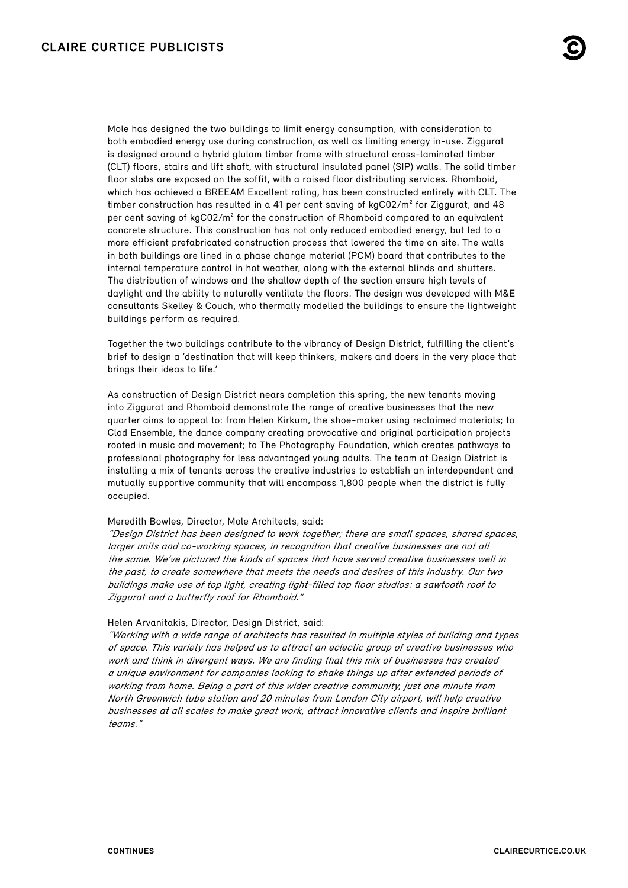Mole has designed the two buildings to limit energy consumption, with consideration to both embodied energy use during construction, as well as limiting energy in-use. Ziggurat is designed around a hybrid glulam timber frame with structural cross-laminated timber (CLT) floors, stairs and lift shaft, with structural insulated panel (SIP) walls. The solid timber floor slabs are exposed on the soffit, with a raised floor distributing services. Rhomboid, which has achieved a BREEAM Excellent rating, has been constructed entirely with CLT. The timber construction has resulted in a 41 per cent saving of $kgC02/m^2$ for Ziggurat, and 48 per cent saving of $kgC02/m^2$ for the construction of Rhomboid compared to an equivalent concrete structure. This construction has not only reduced embodied energy, but led to a more efficient prefabricated construction process that lowered the time on site. The walls in both buildings are lined in a phase change material (PCM) board that contributes to the internal temperature control in hot weather, along with the external blinds and shutters. The distribution of windows and the shallow depth of the section ensure high levels of daylight and the ability to naturally ventilate the floors. The design was developed with M&E consultants Skelley & Couch, who thermally modelled the buildings to ensure the lightweight buildings perform as required.

Together the two buildings contribute to the vibrancy of Design District, fulfilling the client's brief to design a 'destination that will keep thinkers, makers and doers in the very place that brings their ideas to life.'

As construction of Design District nears completion this spring, the new tenants moving into Ziggurat and Rhomboid demonstrate the range of creative businesses that the new quarter aims to appeal to: from Helen Kirkum, the shoe-maker using reclaimed materials; to Clod Ensemble, the dance company creating provocative and original participation projects rooted in music and movement; to The Photography Foundation, which creates pathways to professional photography for less advantaged young adults. The team at Design District is installing a mix of tenants across the creative industries to establish an interdependent and mutually supportive community that will encompass 1,800 people when the district is fully occupied.

Meredith Bowles, Director, Mole Architects, said:
*"Design District has been designed to work together; there are small spaces, shared spaces, larger units and co-working spaces, in recognition that creative businesses are not all the same. We've pictured the kinds of spaces that have served creative businesses well in the past, to create somewhere that meets the needs and desires of this industry. Our two buildings make use of top light, creating light-filled top floor studios: a sawtooth roof to Ziggurat and a butterfly roof for Rhomboid."*

Helen Arvanitakis, Director, Design District, said:
*"Working with a wide range of architects has resulted in multiple styles of building and types of space. This variety has helped us to attract an eclectic group of creative businesses who work and think in divergent ways. We are finding that this mix of businesses has created a unique environment for companies looking to shake things up after extended periods of working from home. Being a part of this wider creative community, just one minute from North Greenwich tube station and 20 minutes from London City airport, will help creative businesses at all scales to make great work, attract innovative clients and inspire brilliant teams."*

CONTINUES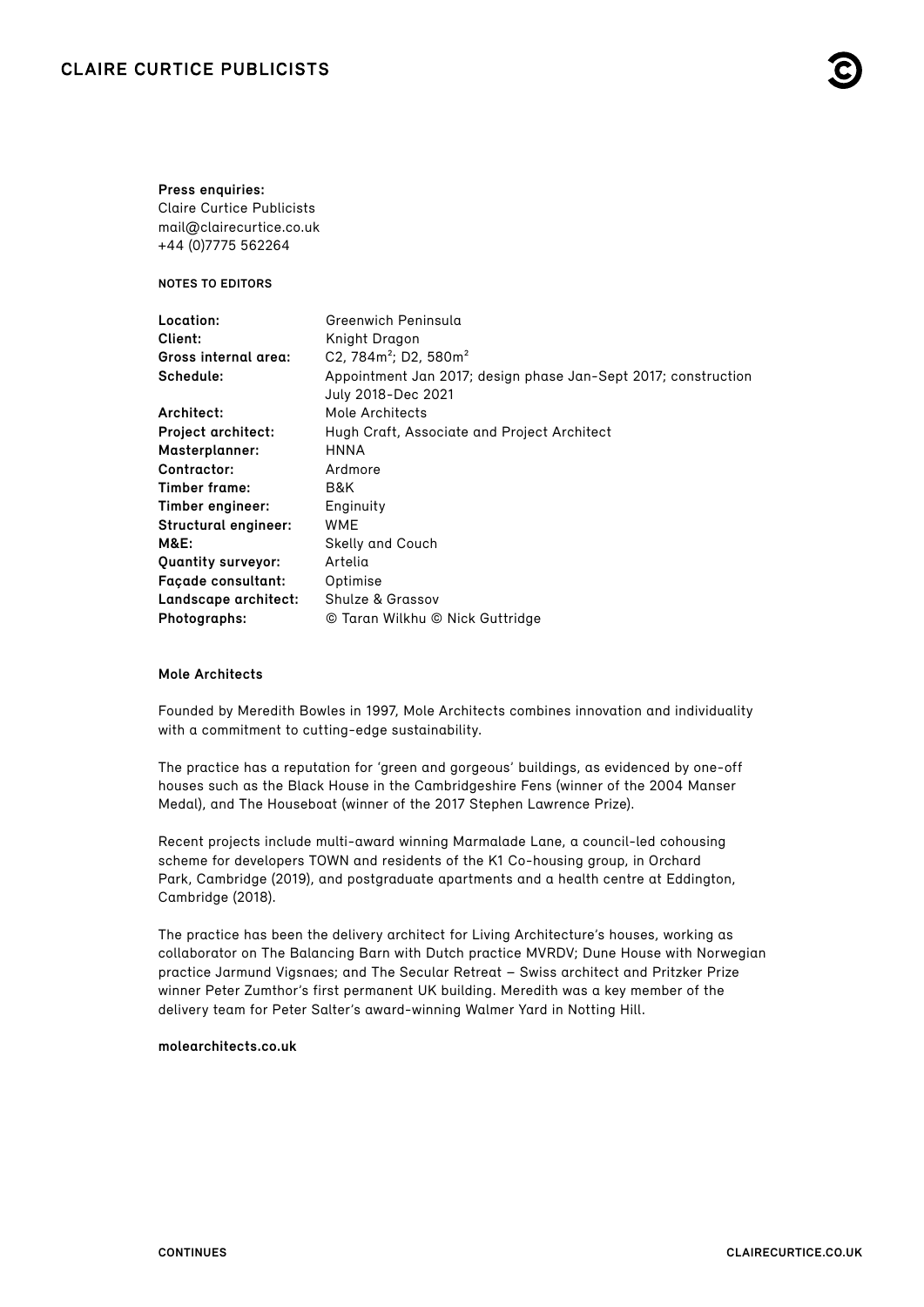**Press enquiries:**
Claire Curtice Publicists
mail@clairecurtice.co.uk
+44 (0)7775 562264

**NOTES TO EDITORS**

| | |
|---|---|
| **Location:** | Greenwich Peninsula |
| **Client:** | Knight Dragon |
| **Gross internal area:** | C2, 784m²; D2, 580m² |
| **Schedule:** | Appointment Jan 2017; design phase Jan-Sept 2017; construction July 2018-Dec 2021 |
| **Architect:** | Mole Architects |
| **Project architect:** | Hugh Craft, Associate and Project Architect |
| **Masterplanner:** | HNNA |
| **Contractor:** | Ardmore |
| **Timber frame:** | B&K |
| **Timber engineer:** | Enginuity |
| **Structural engineer:** | WME |
| **M&E:** | Skelly and Couch |
| **Quantity surveyor:** | Artelia |
| **Façade consultant:** | Optimise |
| **Landscape architect:** | Shulze & Grassov |
| **Photographs:** | © Taran Wilkhu © Nick Guttridge |

**Mole Architects**

Founded by Meredith Bowles in 1997, Mole Architects combines innovation and individuality with a commitment to cutting-edge sustainability.

The practice has a reputation for 'green and gorgeous' buildings, as evidenced by one-off houses such as the Black House in the Cambridgeshire Fens (winner of the 2004 Manser Medal), and The Houseboat (winner of the 2017 Stephen Lawrence Prize).

Recent projects include multi-award winning Marmalade Lane, a council-led cohousing scheme for developers TOWN and residents of the K1 Co-housing group, in Orchard Park, Cambridge (2019), and postgraduate apartments and a health centre at Eddington, Cambridge (2018).

The practice has been the delivery architect for Living Architecture's houses, working as collaborator on The Balancing Barn with Dutch practice MVRDV; Dune House with Norwegian practice Jarmund Vigsnaes; and The Secular Retreat – Swiss architect and Pritzker Prize winner Peter Zumthor's first permanent UK building. Meredith was a key member of the delivery team for Peter Salter's award-winning Walmer Yard in Notting Hill.

**molearchitects.co.uk**

**CONTINUES**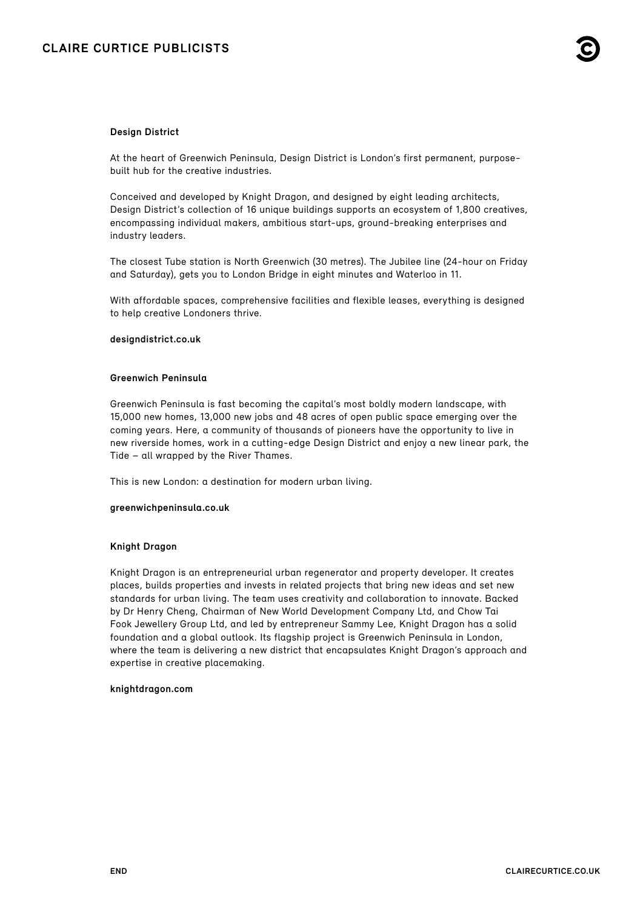**Design District**

At the heart of Greenwich Peninsula, Design District is London's first permanent, purpose-built hub for the creative industries.

Conceived and developed by Knight Dragon, and designed by eight leading architects, Design District's collection of 16 unique buildings supports an ecosystem of 1,800 creatives, encompassing individual makers, ambitious start-ups, ground-breaking enterprises and industry leaders.

The closest Tube station is North Greenwich (30 metres). The Jubilee line (24-hour on Friday and Saturday), gets you to London Bridge in eight minutes and Waterloo in 11.

With affordable spaces, comprehensive facilities and flexible leases, everything is designed to help creative Londoners thrive.

**designdistrict.co.uk**

**Greenwich Peninsula**

Greenwich Peninsula is fast becoming the capital's most boldly modern landscape, with 15,000 new homes, 13,000 new jobs and 48 acres of open public space emerging over the coming years. Here, a community of thousands of pioneers have the opportunity to live in new riverside homes, work in a cutting-edge Design District and enjoy a new linear park, the Tide – all wrapped by the River Thames.

This is new London: a destination for modern urban living.

**greenwichpeninsula.co.uk**

**Knight Dragon**

Knight Dragon is an entrepreneurial urban regenerator and property developer. It creates places, builds properties and invests in related projects that bring new ideas and set new standards for urban living. The team uses creativity and collaboration to innovate. Backed by Dr Henry Cheng, Chairman of New World Development Company Ltd, and Chow Tai Fook Jewellery Group Ltd, and led by entrepreneur Sammy Lee, Knight Dragon has a solid foundation and a global outlook. Its flagship project is Greenwich Peninsula in London, where the team is delivering a new district that encapsulates Knight Dragon's approach and expertise in creative placemaking.

**knightdragon.com**

**END**